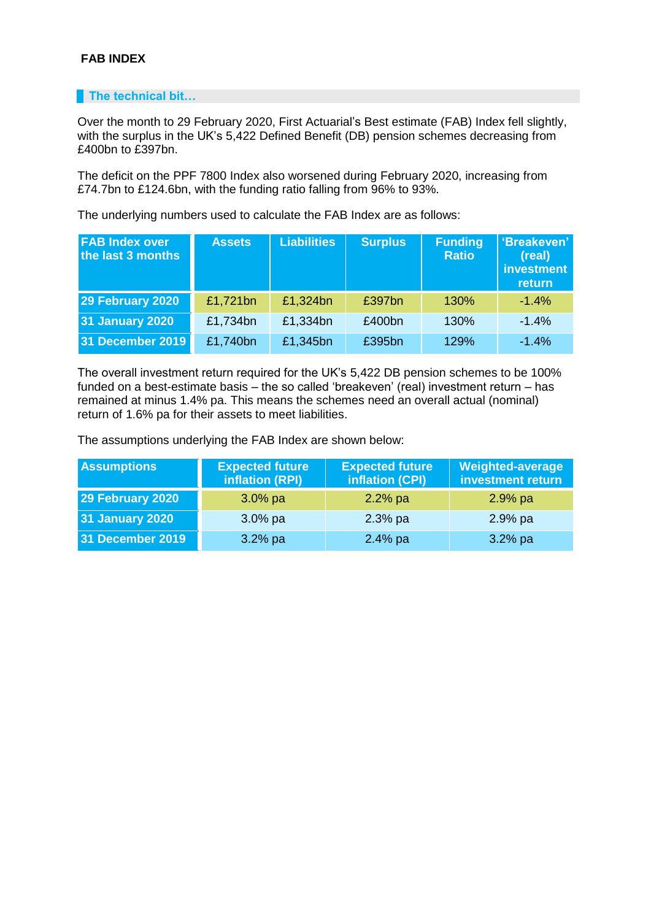**FAB INDEX**

## The technical bit…

Over the month to 29 February 2020, First Actuarial's Best estimate (FAB) Index fell slightly, with the surplus in the UK's 5,422 Defined Benefit (DB) pension schemes decreasing from £400bn to £397bn.

The deficit on the PPF 7800 Index also worsened during February 2020, increasing from £74.7bn to £124.6bn, with the funding ratio falling from 96% to 93%.

The underlying numbers used to calculate the FAB Index are as follows:

| FAB Index over the last 3 months | Assets | Liabilities | Surplus | Funding Ratio | 'Breakeven' (real) investment return |
|---|---|---|---|---|---|
| 29 February 2020 | £1,721bn | £1,324bn | £397bn | 130% | -1.4% |
| 31 January 2020 | £1,734bn | £1,334bn | £400bn | 130% | -1.4% |
| 31 December 2019 | £1,740bn | £1,345bn | £395bn | 129% | -1.4% |

The overall investment return required for the UK's 5,422 DB pension schemes to be 100% funded on a best-estimate basis – the so called 'breakeven' (real) investment return – has remained at minus 1.4% pa. This means the schemes need an overall actual (nominal) return of 1.6% pa for their assets to meet liabilities.

The assumptions underlying the FAB Index are shown below:

| Assumptions | Expected future inflation (RPI) | Expected future inflation (CPI) | Weighted-average investment return |
|---|---|---|---|
| 29 February 2020 | 3.0% pa | 2.2% pa | 2.9% pa |
| 31 January 2020 | 3.0% pa | 2.3% pa | 2.9% pa |
| 31 December 2019 | 3.2% pa | 2.4% pa | 3.2% pa |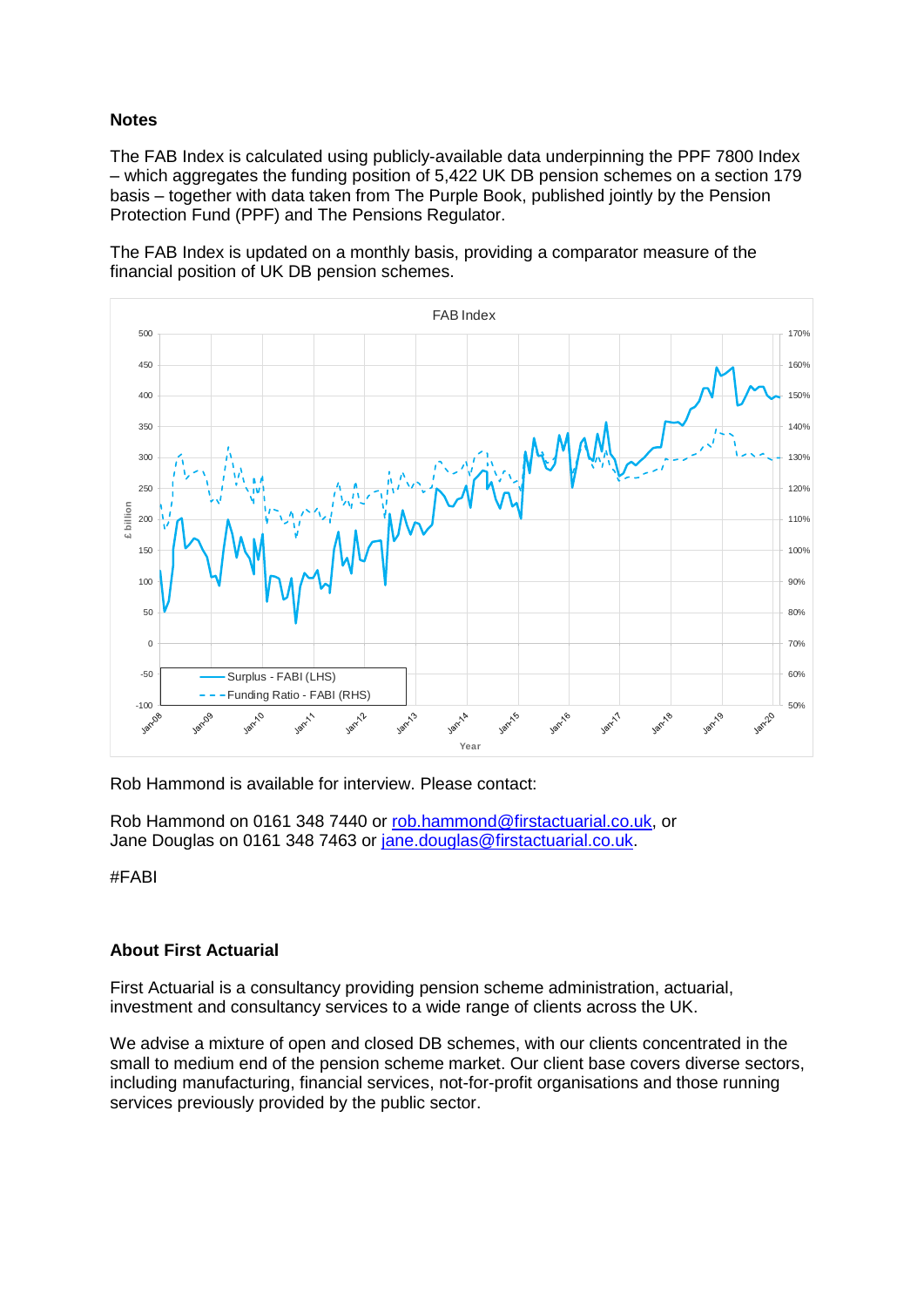## Notes

The FAB Index is calculated using publicly-available data underpinning the PPF 7800 Index – which aggregates the funding position of 5,422 UK DB pension schemes on a section 179 basis – together with data taken from The Purple Book, published jointly by the Pension Protection Fund (PPF) and The Pensions Regulator.

The FAB Index is updated on a monthly basis, providing a comparator measure of the financial position of UK DB pension schemes.

FAB Index

£ billion

500
450
400
350
300
250
200
150
100
50
0
-50
-100

170%
160%
150%
140%
130%
120%
110%
100%
90%
80%
70%
60%
50%

Jan-08
Jan-09
Jan-10
Jan-11
Jan-12
Jan-13
Jan-14
Jan-15
Jan-16
Jan-17
Jan-18
Jan-19
Jan-20

Year

Surplus - FABI (LHS)

Funding Ratio - FABI (RHS)

Rob Hammond is available for interview. Please contact:

Rob Hammond on 0161 348 7440 or rob.hammond@firstactuarial.co.uk, or
Jane Douglas on 0161 348 7463 or jane.douglas@firstactuarial.co.uk.

#FABI

## About First Actuarial

First Actuarial is a consultancy providing pension scheme administration, actuarial, investment and consultancy services to a wide range of clients across the UK.

We advise a mixture of open and closed DB schemes, with our clients concentrated in the small to medium end of the pension scheme market. Our client base covers diverse sectors, including manufacturing, financial services, not-for-profit organisations and those running services previously provided by the public sector.